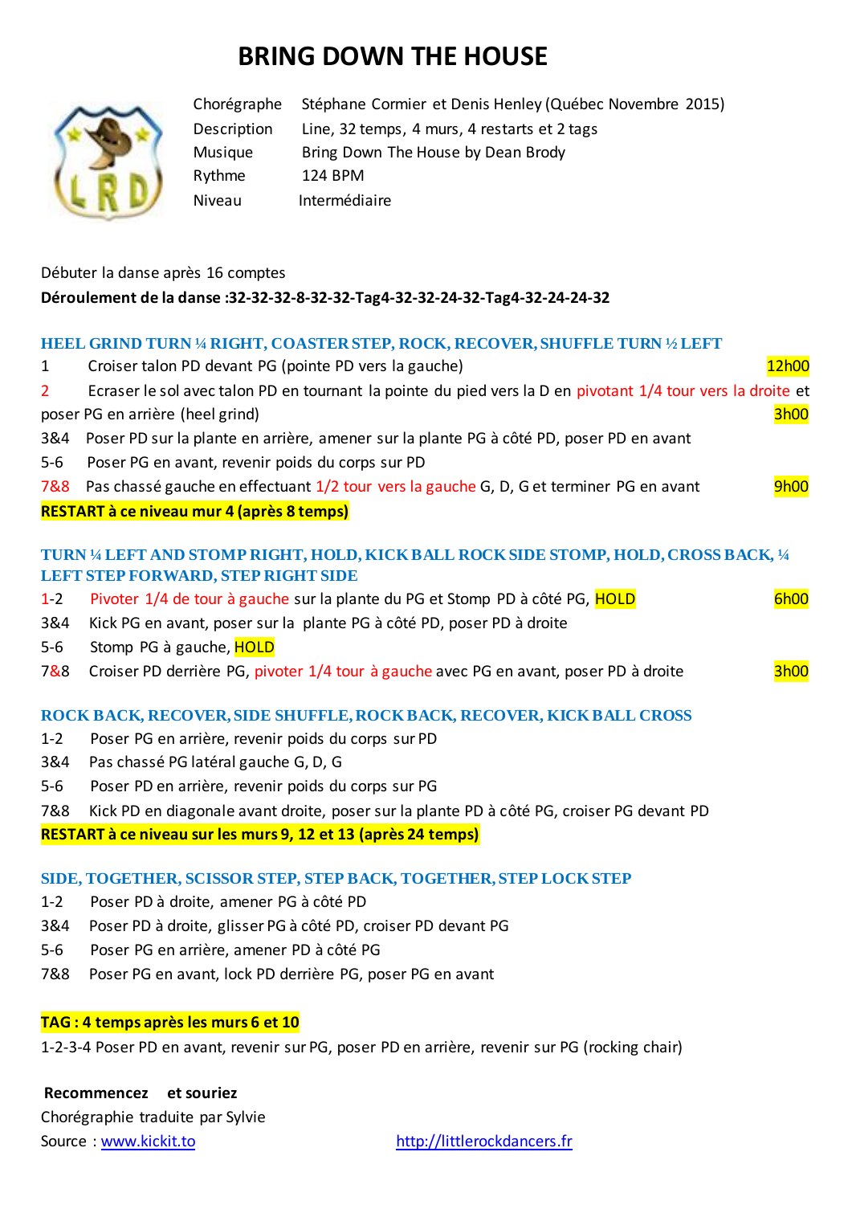# BRING DOWN THE HOUSE

| | |
|---|---|
| Chorégraphe | Stéphane Cormier et Denis Henley (Québec Novembre 2015) |
| Description | Line, 32 temps, 4 murs, 4 restarts et 2 tags |
| Musique | Bring Down The House by Dean Brody |
| Rythme | 124 BPM |
| Niveau | Intermédiaire |

Débuter la danse après 16 comptes

**Déroulement de la danse :32-32-32-8-32-32-Tag4-32-32-24-32-Tag4-32-24-24-32**

### HEEL GRIND TURN ¼ RIGHT, COASTER STEP, ROCK, RECOVER, SHUFFLE TURN ½ LEFT

1 Croiser talon PD devant PG (pointe PD vers la gauche) — 12h00

2 Ecraser le sol avec talon PD en tournant la pointe du pied vers la D en pivotant 1/4 tour vers la droite et poser PG en arrière (heel grind) — 3h00

3&4 Poser PD sur la plante en arrière, amener sur la plante PG à côté PD, poser PD en avant

5-6 Poser PG en avant, revenir poids du corps sur PD

7&8 Pas chassé gauche en effectuant 1/2 tour vers la gauche G, D, G et terminer PG en avant — 9h00

**RESTART à ce niveau mur 4 (après 8 temps)**

### TURN ¼ LEFT AND STOMP RIGHT, HOLD, KICK BALL ROCK SIDE STOMP, HOLD, CROSS BACK, ¼ LEFT STEP FORWARD, STEP RIGHT SIDE

1-2 Pivoter 1/4 de tour à gauche sur la plante du PG et Stomp PD à côté PG, HOLD — 6h00

3&4 Kick PG en avant, poser sur la plante PG à côté PD, poser PD à droite

5-6 Stomp PG à gauche, HOLD

7&8 Croiser PD derrière PG, pivoter 1/4 tour à gauche avec PG en avant, poser PD à droite — 3h00

### ROCK BACK, RECOVER, SIDE SHUFFLE, ROCK BACK, RECOVER, KICK BALL CROSS

1-2 Poser PG en arrière, revenir poids du corps sur PD

3&4 Pas chassé PG latéral gauche G, D, G

5-6 Poser PD en arrière, revenir poids du corps sur PG

7&8 Kick PD en diagonale avant droite, poser sur la plante PD à côté PG, croiser PG devant PD

**RESTART à ce niveau sur les murs 9, 12 et 13 (après 24 temps)**

### SIDE, TOGETHER, SCISSOR STEP, STEP BACK, TOGETHER, STEP LOCK STEP

1-2 Poser PD à droite, amener PG à côté PD

3&4 Poser PD à droite, glisser PG à côté PD, croiser PD devant PG

5-6 Poser PG en arrière, amener PD à côté PG

7&8 Poser PG en avant, lock PD derrière PG, poser PG en avant

**TAG : 4 temps après les murs 6 et 10**

1-2-3-4 Poser PD en avant, revenir sur PG, poser PD en arrière, revenir sur PG (rocking chair)

**Recommencez et souriez**

Chorégraphie traduite par Sylvie

Source : [www.kickit.to](www.kickit.to) [http://littlerockdancers.fr](http://littlerockdancers.fr)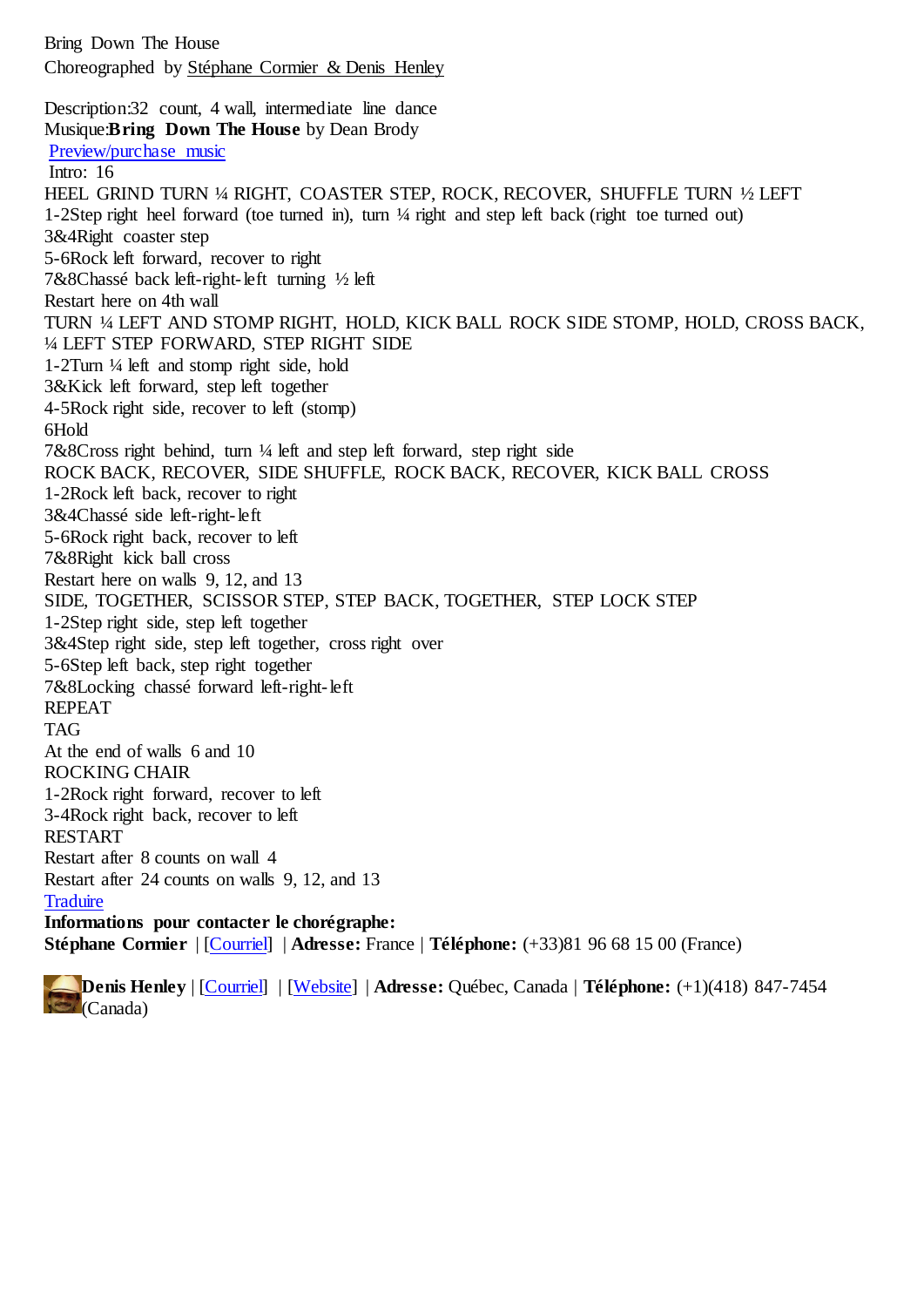Bring Down The House

Choreographed by Stéphane Cormier & Denis Henley

Description:32 count, 4 wall, intermediate line dance

Musique:**Bring Down The House** by Dean Brody

Preview/purchase music

Intro: 16

HEEL GRIND TURN ¼ RIGHT, COASTER STEP, ROCK, RECOVER, SHUFFLE TURN ½ LEFT

1-2Step right heel forward (toe turned in), turn ¼ right and step left back (right toe turned out)

3&4Right coaster step

5-6Rock left forward, recover to right

7&8Chassé back left-right-left turning ½ left

Restart here on 4th wall

TURN ¼ LEFT AND STOMP RIGHT, HOLD, KICK BALL ROCK SIDE STOMP, HOLD, CROSS BACK, ¼ LEFT STEP FORWARD, STEP RIGHT SIDE

1-2Turn ¼ left and stomp right side, hold

3&Kick left forward, step left together

4-5Rock right side, recover to left (stomp)

6Hold

7&8Cross right behind, turn ¼ left and step left forward, step right side

ROCK BACK, RECOVER, SIDE SHUFFLE, ROCK BACK, RECOVER, KICK BALL CROSS

1-2Rock left back, recover to right

3&4Chassé side left-right-left

5-6Rock right back, recover to left

7&8Right kick ball cross

Restart here on walls 9, 12, and 13

SIDE, TOGETHER, SCISSOR STEP, STEP BACK, TOGETHER, STEP LOCK STEP

1-2Step right side, step left together

3&4Step right side, step left together, cross right over

5-6Step left back, step right together

7&8Locking chassé forward left-right-left

REPEAT

TAG

At the end of walls 6 and 10

ROCKING CHAIR

1-2Rock right forward, recover to left

3-4Rock right back, recover to left

RESTART

Restart after 8 counts on wall 4

Restart after 24 counts on walls 9, 12, and 13

Traduire

**Informations pour contacter le chorégraphe:**

**Stéphane Cormier** | [Courriel] | **Adresse:** France | **Téléphone:** (+33)81 96 68 15 00 (France)

**Denis Henley** | [Courriel] | [Website] | **Adresse:** Québec, Canada | **Téléphone:** (+1)(418) 847-7454 (Canada)